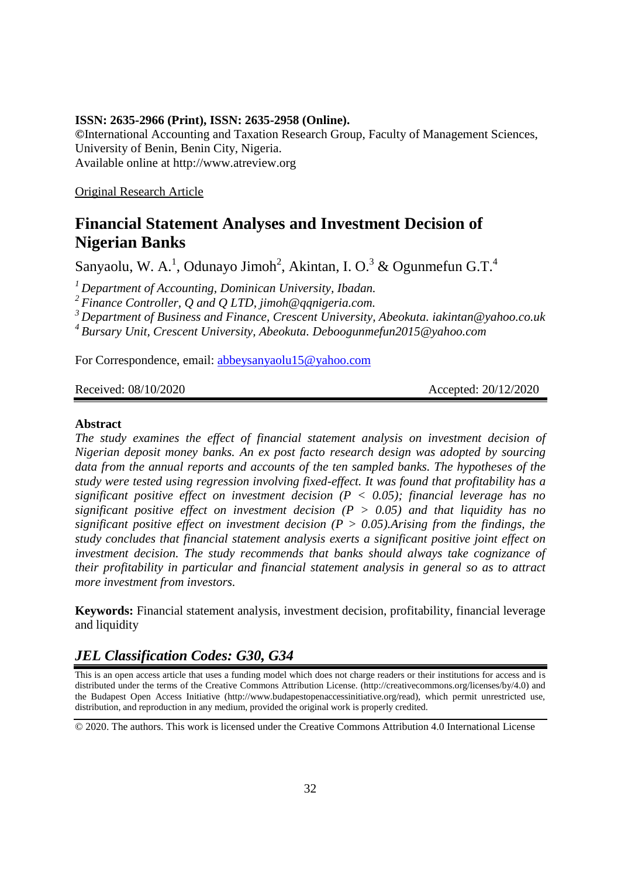**ISSN: 2635-2966 (Print), ISSN: 2635-2958 (Online).**
©International Accounting and Taxation Research Group, Faculty of Management Sciences, University of Benin, Benin City, Nigeria.
Available online at http://www.atreview.org

Original Research Article

# Financial Statement Analyses and Investment Decision of Nigerian Banks

Sanyaolu, W. A.[1], Odunayo Jimoh[2], Akintan, I. O.[3] & Ogunmefun G.T.[4]

*[1] Department of Accounting, Dominican University, Ibadan.*
*[2] Finance Controller, Q and Q LTD, jimoh@qqnigeria.com.*
*[3] Department of Business and Finance, Crescent University, Abeokuta. iakintan@yahoo.co.uk*
*[4] Bursary Unit, Crescent University, Abeokuta. Deboogunmefun2015@yahoo.com*

For Correspondence, email: abbeysanyaolu15@yahoo.com

Received: 08/10/2020 Accepted: 20/12/2020

## Abstract

*The study examines the effect of financial statement analysis on investment decision of Nigerian deposit money banks. An ex post facto research design was adopted by sourcing data from the annual reports and accounts of the ten sampled banks. The hypotheses of the study were tested using regression involving fixed-effect. It was found that profitability has a significant positive effect on investment decision ($P < 0.05$); financial leverage has no significant positive effect on investment decision ($P > 0.05$) and that liquidity has no significant positive effect on investment decision ($P > 0.05$).Arising from the findings, the study concludes that financial statement analysis exerts a significant positive joint effect on investment decision. The study recommends that banks should always take cognizance of their profitability in particular and financial statement analysis in general so as to attract more investment from investors.*

**Keywords:** Financial statement analysis, investment decision, profitability, financial leverage and liquidity

## *JEL Classification Codes: G30, G34*

This is an open access article that uses a funding model which does not charge readers or their institutions for access and is distributed under the terms of the Creative Commons Attribution License. (http://creativecommons.org/licenses/by/4.0) and the Budapest Open Access Initiative (http://www.budapestopenaccessinitiative.org/read), which permit unrestricted use, distribution, and reproduction in any medium, provided the original work is properly credited.

© 2020. The authors. This work is licensed under the Creative Commons Attribution 4.0 International License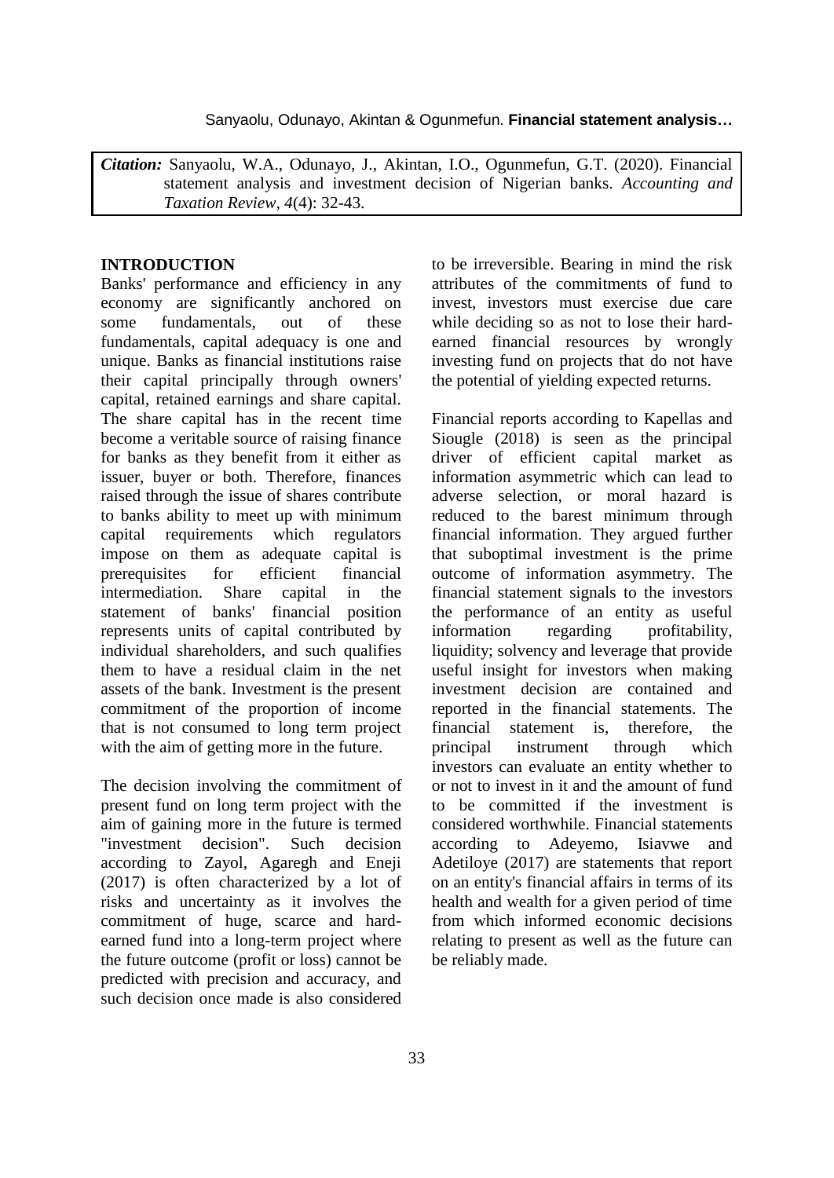*Citation:* Sanyaolu, W.A., Odunayo, J., Akintan, I.O., Ogunmefun, G.T. (2020). Financial statement analysis and investment decision of Nigerian banks. *Accounting and Taxation Review*, *4*(4): 32-43.

## INTRODUCTION

Banks' performance and efficiency in any economy are significantly anchored on some fundamentals, out of these fundamentals, capital adequacy is one and unique. Banks as financial institutions raise their capital principally through owners' capital, retained earnings and share capital. The share capital has in the recent time become a veritable source of raising finance for banks as they benefit from it either as issuer, buyer or both. Therefore, finances raised through the issue of shares contribute to banks ability to meet up with minimum capital requirements which regulators impose on them as adequate capital is prerequisites for efficient financial intermediation. Share capital in the statement of banks' financial position represents units of capital contributed by individual shareholders, and such qualifies them to have a residual claim in the net assets of the bank. Investment is the present commitment of the proportion of income that is not consumed to long term project with the aim of getting more in the future.

The decision involving the commitment of present fund on long term project with the aim of gaining more in the future is termed "investment decision". Such decision according to Zayol, Agaregh and Eneji (2017) is often characterized by a lot of risks and uncertainty as it involves the commitment of huge, scarce and hard-earned fund into a long-term project where the future outcome (profit or loss) cannot be predicted with precision and accuracy, and such decision once made is also considered to be irreversible. Bearing in mind the risk attributes of the commitments of fund to invest, investors must exercise due care while deciding so as not to lose their hard-earned financial resources by wrongly investing fund on projects that do not have the potential of yielding expected returns.

Financial reports according to Kapellas and Siougle (2018) is seen as the principal driver of efficient capital market as information asymmetric which can lead to adverse selection, or moral hazard is reduced to the barest minimum through financial information. They argued further that suboptimal investment is the prime outcome of information asymmetry. The financial statement signals to the investors the performance of an entity as useful information regarding profitability, liquidity; solvency and leverage that provide useful insight for investors when making investment decision are contained and reported in the financial statements. The financial statement is, therefore, the principal instrument through which investors can evaluate an entity whether to or not to invest in it and the amount of fund to be committed if the investment is considered worthwhile. Financial statements according to Adeyemo, Isiavwe and Adetiloye (2017) are statements that report on an entity's financial affairs in terms of its health and wealth for a given period of time from which informed economic decisions relating to present as well as the future can be reliably made.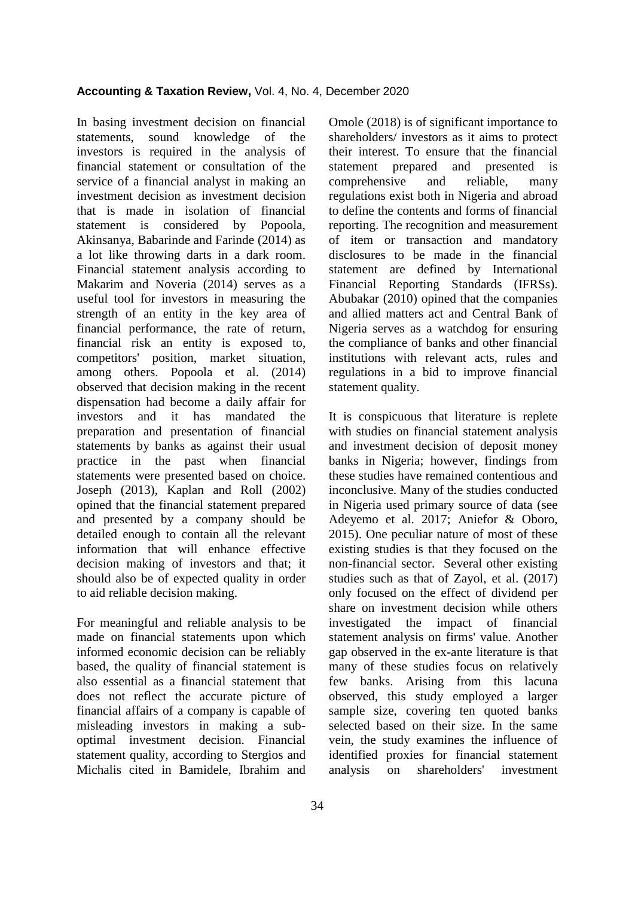In basing investment decision on financial statements, sound knowledge of the investors is required in the analysis of financial statement or consultation of the service of a financial analyst in making an investment decision as investment decision that is made in isolation of financial statement is considered by Popoola, Akinsanya, Babarinde and Farinde (2014) as a lot like throwing darts in a dark room. Financial statement analysis according to Makarim and Noveria (2014) serves as a useful tool for investors in measuring the strength of an entity in the key area of financial performance, the rate of return, financial risk an entity is exposed to, competitors' position, market situation, among others. Popoola et al. (2014) observed that decision making in the recent dispensation had become a daily affair for investors and it has mandated the preparation and presentation of financial statements by banks as against their usual practice in the past when financial statements were presented based on choice. Joseph (2013), Kaplan and Roll (2002) opined that the financial statement prepared and presented by a company should be detailed enough to contain all the relevant information that will enhance effective decision making of investors and that; it should also be of expected quality in order to aid reliable decision making.

For meaningful and reliable analysis to be made on financial statements upon which informed economic decision can be reliably based, the quality of financial statement is also essential as a financial statement that does not reflect the accurate picture of financial affairs of a company is capable of misleading investors in making a sub-optimal investment decision. Financial statement quality, according to Stergios and Michalis cited in Bamidele, Ibrahim and Omole (2018) is of significant importance to shareholders/ investors as it aims to protect their interest. To ensure that the financial statement prepared and presented is comprehensive and reliable, many regulations exist both in Nigeria and abroad to define the contents and forms of financial reporting. The recognition and measurement of item or transaction and mandatory disclosures to be made in the financial statement are defined by International Financial Reporting Standards (IFRSs). Abubakar (2010) opined that the companies and allied matters act and Central Bank of Nigeria serves as a watchdog for ensuring the compliance of banks and other financial institutions with relevant acts, rules and regulations in a bid to improve financial statement quality.

It is conspicuous that literature is replete with studies on financial statement analysis and investment decision of deposit money banks in Nigeria; however, findings from these studies have remained contentious and inconclusive. Many of the studies conducted in Nigeria used primary source of data (see Adeyemo et al. 2017; Aniefor & Oboro, 2015). One peculiar nature of most of these existing studies is that they focused on the non-financial sector. Several other existing studies such as that of Zayol, et al. (2017) only focused on the effect of dividend per share on investment decision while others investigated the impact of financial statement analysis on firms' value. Another gap observed in the ex-ante literature is that many of these studies focus on relatively few banks. Arising from this lacuna observed, this study employed a larger sample size, covering ten quoted banks selected based on their size. In the same vein, the study examines the influence of identified proxies for financial statement analysis on shareholders' investment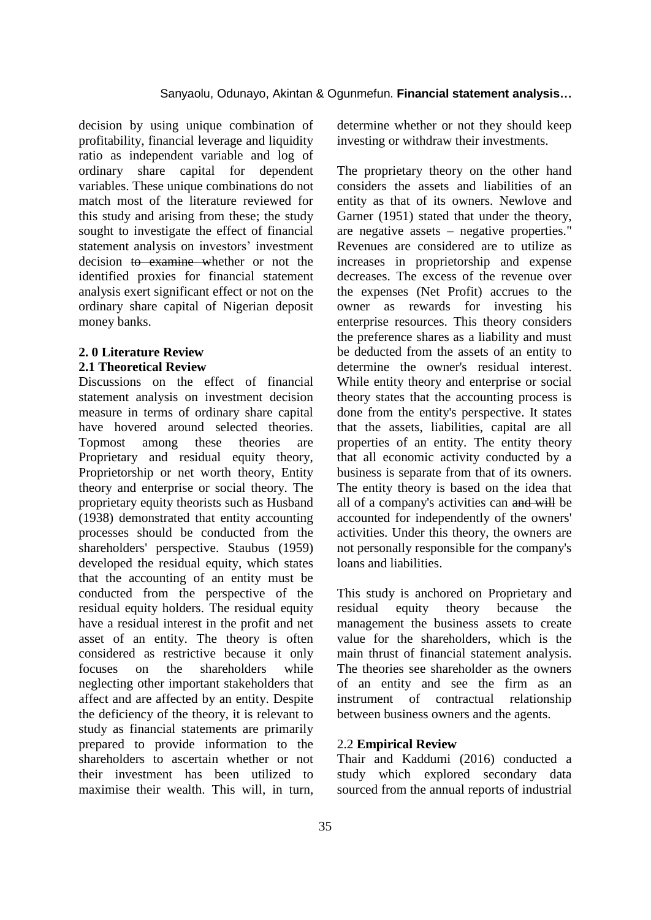decision by using unique combination of profitability, financial leverage and liquidity ratio as independent variable and log of ordinary share capital for dependent variables. These unique combinations do not match most of the literature reviewed for this study and arising from these; the study sought to investigate the effect of financial statement analysis on investors' investment decision ~~to examine w~~hether or not the identified proxies for financial statement analysis exert significant effect or not on the ordinary share capital of Nigerian deposit money banks.

## 2. 0 Literature Review

### 2.1 Theoretical Review

Discussions on the effect of financial statement analysis on investment decision measure in terms of ordinary share capital have hovered around selected theories. Topmost among these theories are Proprietary and residual equity theory, Proprietorship or net worth theory, Entity theory and enterprise or social theory. The proprietary equity theorists such as Husband (1938) demonstrated that entity accounting processes should be conducted from the shareholders' perspective. Staubus (1959) developed the residual equity, which states that the accounting of an entity must be conducted from the perspective of the residual equity holders. The residual equity have a residual interest in the profit and net asset of an entity. The theory is often considered as restrictive because it only focuses on the shareholders while neglecting other important stakeholders that affect and are affected by an entity. Despite the deficiency of the theory, it is relevant to study as financial statements are primarily prepared to provide information to the shareholders to ascertain whether or not their investment has been utilized to maximise their wealth. This will, in turn, determine whether or not they should keep investing or withdraw their investments.

The proprietary theory on the other hand considers the assets and liabilities of an entity as that of its owners. Newlove and Garner (1951) stated that under the theory, are negative assets – negative properties." Revenues are considered are to utilize as increases in proprietorship and expense decreases. The excess of the revenue over the expenses (Net Profit) accrues to the owner as rewards for investing his enterprise resources. This theory considers the preference shares as a liability and must be deducted from the assets of an entity to determine the owner's residual interest. While entity theory and enterprise or social theory states that the accounting process is done from the entity's perspective. It states that the assets, liabilities, capital are all properties of an entity. The entity theory that all economic activity conducted by a business is separate from that of its owners. The entity theory is based on the idea that all of a company's activities can ~~and will~~ be accounted for independently of the owners' activities. Under this theory, the owners are not personally responsible for the company's loans and liabilities.

This study is anchored on Proprietary and residual equity theory because the management the business assets to create value for the shareholders, which is the main thrust of financial statement analysis. The theories see shareholder as the owners of an entity and see the firm as an instrument of contractual relationship between business owners and the agents.

### 2.2 **Empirical Review**

Thair and Kaddumi (2016) conducted a study which explored secondary data sourced from the annual reports of industrial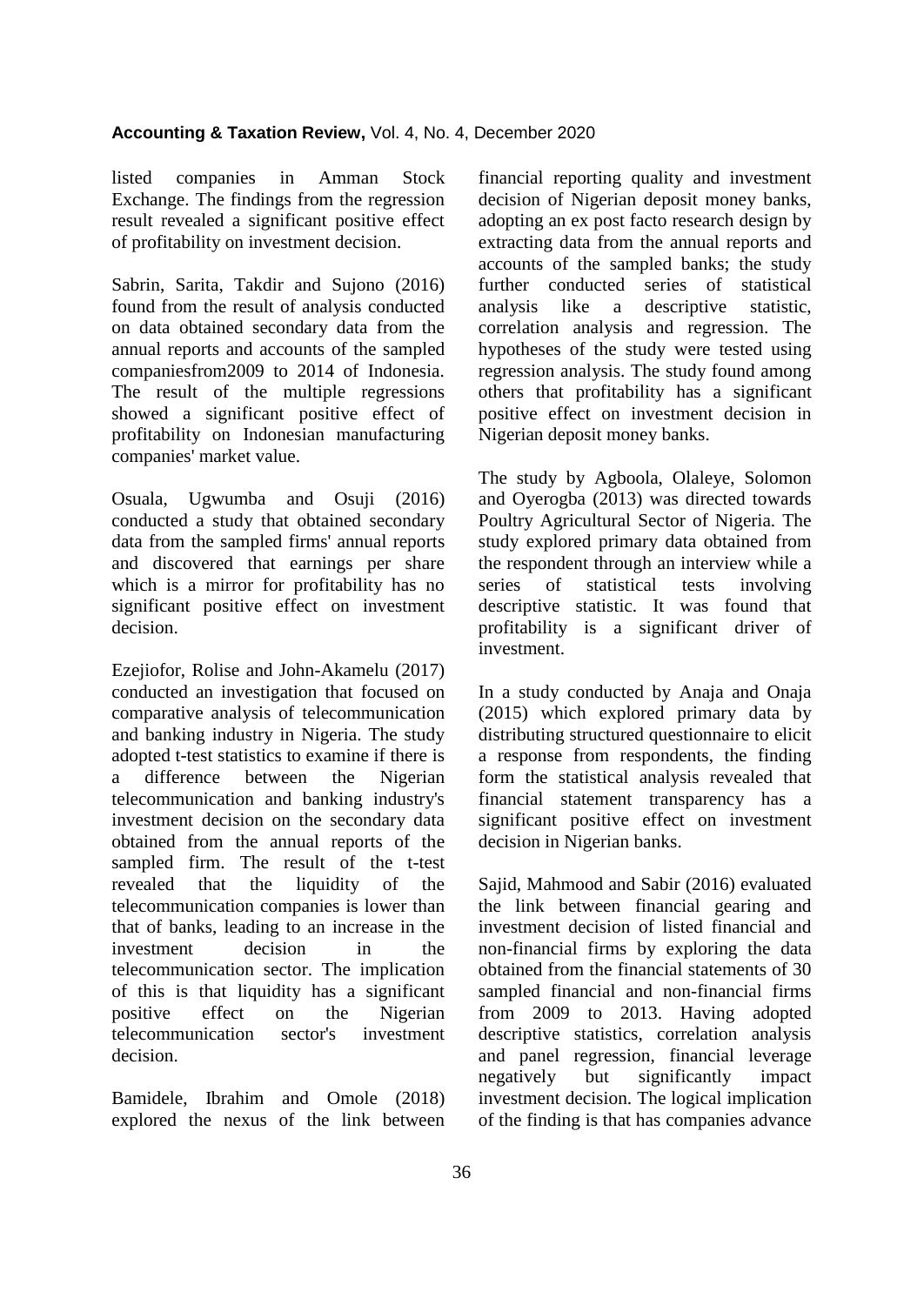listed companies in Amman Stock Exchange. The findings from the regression result revealed a significant positive effect of profitability on investment decision.

Sabrin, Sarita, Takdir and Sujono (2016) found from the result of analysis conducted on data obtained secondary data from the annual reports and accounts of the sampled companiesfrom2009 to 2014 of Indonesia. The result of the multiple regressions showed a significant positive effect of profitability on Indonesian manufacturing companies' market value.

Osuala, Ugwumba and Osuji (2016) conducted a study that obtained secondary data from the sampled firms' annual reports and discovered that earnings per share which is a mirror for profitability has no significant positive effect on investment decision.

Ezejiofor, Rolise and John-Akamelu (2017) conducted an investigation that focused on comparative analysis of telecommunication and banking industry in Nigeria. The study adopted t-test statistics to examine if there is a difference between the Nigerian telecommunication and banking industry's investment decision on the secondary data obtained from the annual reports of the sampled firm. The result of the t-test revealed that the liquidity of the telecommunication companies is lower than that of banks, leading to an increase in the investment decision in the telecommunication sector. The implication of this is that liquidity has a significant positive effect on the Nigerian telecommunication sector's investment decision.

Bamidele, Ibrahim and Omole (2018) explored the nexus of the link between financial reporting quality and investment decision of Nigerian deposit money banks, adopting an ex post facto research design by extracting data from the annual reports and accounts of the sampled banks; the study further conducted series of statistical analysis like a descriptive statistic, correlation analysis and regression. The hypotheses of the study were tested using regression analysis. The study found among others that profitability has a significant positive effect on investment decision in Nigerian deposit money banks.

The study by Agboola, Olaleye, Solomon and Oyerogba (2013) was directed towards Poultry Agricultural Sector of Nigeria. The study explored primary data obtained from the respondent through an interview while a series of statistical tests involving descriptive statistic. It was found that profitability is a significant driver of investment.

In a study conducted by Anaja and Onaja (2015) which explored primary data by distributing structured questionnaire to elicit a response from respondents, the finding form the statistical analysis revealed that financial statement transparency has a significant positive effect on investment decision in Nigerian banks.

Sajid, Mahmood and Sabir (2016) evaluated the link between financial gearing and investment decision of listed financial and non-financial firms by exploring the data obtained from the financial statements of 30 sampled financial and non-financial firms from 2009 to 2013. Having adopted descriptive statistics, correlation analysis and panel regression, financial leverage negatively but significantly impact investment decision. The logical implication of the finding is that has companies advance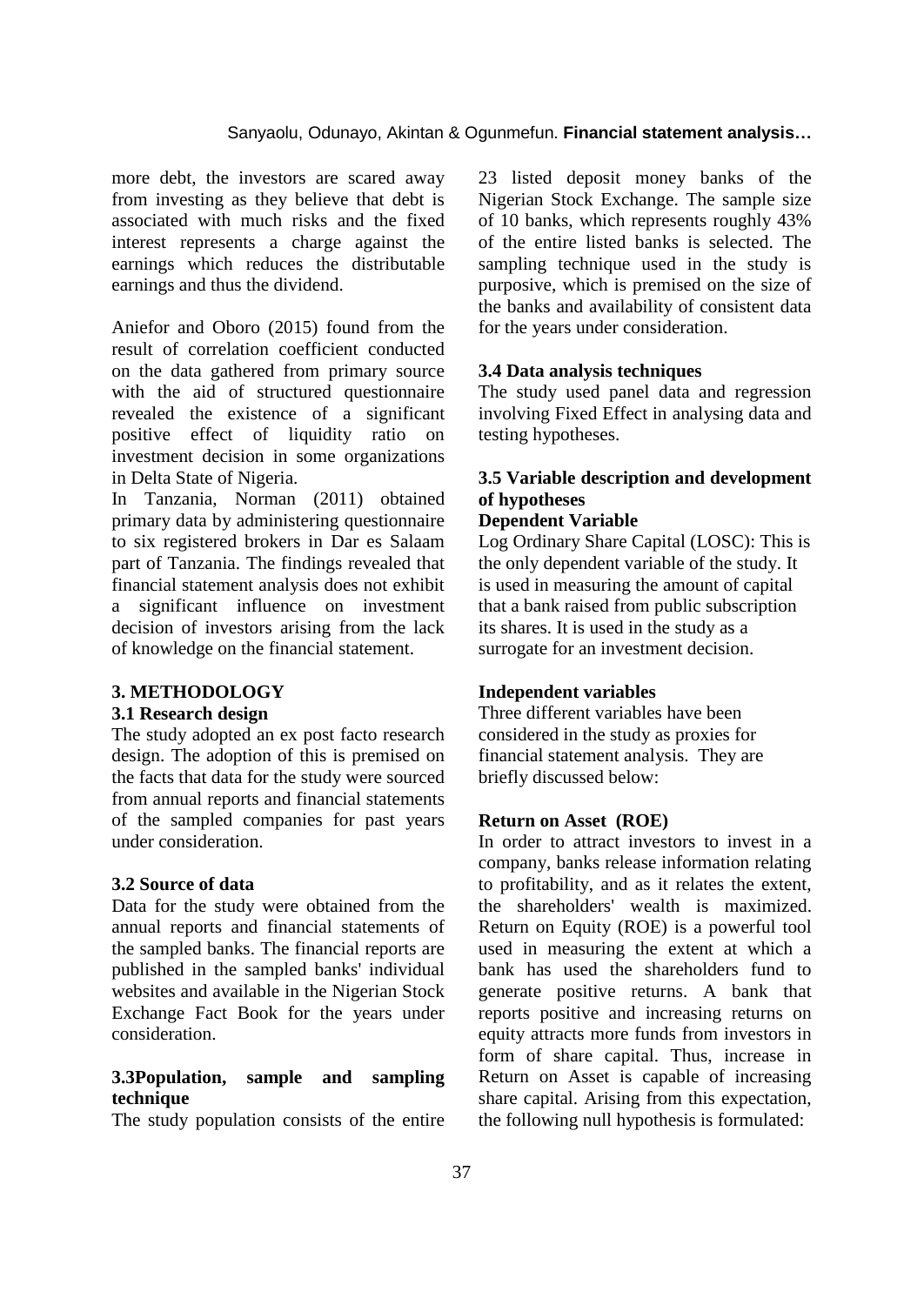more debt, the investors are scared away from investing as they believe that debt is associated with much risks and the fixed interest represents a charge against the earnings which reduces the distributable earnings and thus the dividend.

Aniefor and Oboro (2015) found from the result of correlation coefficient conducted on the data gathered from primary source with the aid of structured questionnaire revealed the existence of a significant positive effect of liquidity ratio on investment decision in some organizations in Delta State of Nigeria.

In Tanzania, Norman (2011) obtained primary data by administering questionnaire to six registered brokers in Dar es Salaam part of Tanzania. The findings revealed that financial statement analysis does not exhibit a significant influence on investment decision of investors arising from the lack of knowledge on the financial statement.

## 3. METHODOLOGY

### 3.1 Research design

The study adopted an ex post facto research design. The adoption of this is premised on the facts that data for the study were sourced from annual reports and financial statements of the sampled companies for past years under consideration.

### 3.2 Source of data

Data for the study were obtained from the annual reports and financial statements of the sampled banks. The financial reports are published in the sampled banks' individual websites and available in the Nigerian Stock Exchange Fact Book for the years under consideration.

### 3.3Population, sample and sampling technique

The study population consists of the entire 23 listed deposit money banks of the Nigerian Stock Exchange. The sample size of 10 banks, which represents roughly 43% of the entire listed banks is selected. The sampling technique used in the study is purposive, which is premised on the size of the banks and availability of consistent data for the years under consideration.

### 3.4 Data analysis techniques

The study used panel data and regression involving Fixed Effect in analysing data and testing hypotheses.

### 3.5 Variable description and development of hypotheses

**Dependent Variable**

Log Ordinary Share Capital (LOSC): This is the only dependent variable of the study. It is used in measuring the amount of capital that a bank raised from public subscription its shares. It is used in the study as a surrogate for an investment decision.

**Independent variables**

Three different variables have been considered in the study as proxies for financial statement analysis. They are briefly discussed below:

**Return on Asset (ROE)**

In order to attract investors to invest in a company, banks release information relating to profitability, and as it relates the extent, the shareholders' wealth is maximized. Return on Equity (ROE) is a powerful tool used in measuring the extent at which a bank has used the shareholders fund to generate positive returns. A bank that reports positive and increasing returns on equity attracts more funds from investors in form of share capital. Thus, increase in Return on Asset is capable of increasing share capital. Arising from this expectation, the following null hypothesis is formulated: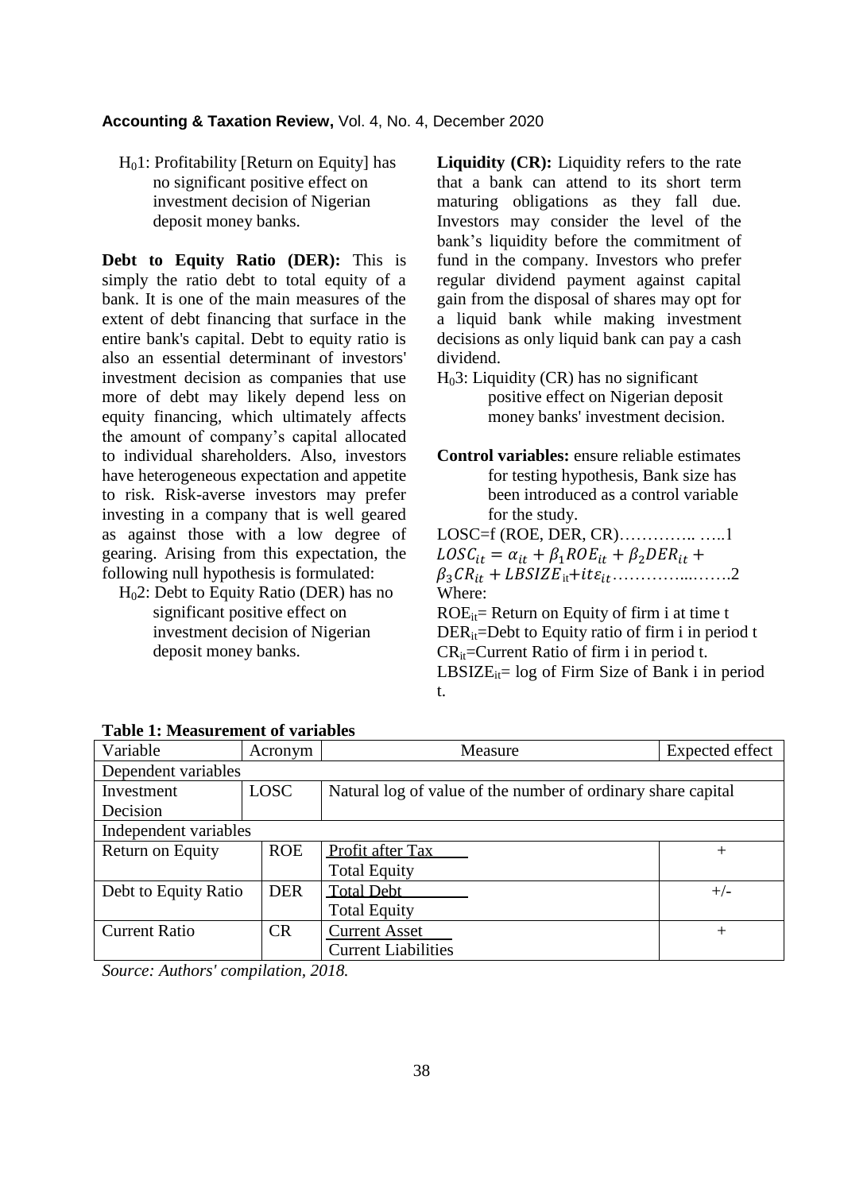$H_01$: Profitability [Return on Equity] has no significant positive effect on investment decision of Nigerian deposit money banks.

**Debt to Equity Ratio (DER):** This is simply the ratio debt to total equity of a bank. It is one of the main measures of the extent of debt financing that surface in the entire bank's capital. Debt to equity ratio is also an essential determinant of investors' investment decision as companies that use more of debt may likely depend less on equity financing, which ultimately affects the amount of company's capital allocated to individual shareholders. Also, investors have heterogeneous expectation and appetite to risk. Risk-averse investors may prefer investing in a company that is well geared as against those with a low degree of gearing. Arising from this expectation, the following null hypothesis is formulated:

$H_02$: Debt to Equity Ratio (DER) has no significant positive effect on investment decision of Nigerian deposit money banks.

**Liquidity (CR):** Liquidity refers to the rate that a bank can attend to its short term maturing obligations as they fall due. Investors may consider the level of the bank's liquidity before the commitment of fund in the company. Investors who prefer regular dividend payment against capital gain from the disposal of shares may opt for a liquid bank while making investment decisions as only liquid bank can pay a cash dividend.

$H_03$: Liquidity (CR) has no significant positive effect on Nigerian deposit money banks' investment decision.

**Control variables:** ensure reliable estimates for testing hypothesis, Bank size has been introduced as a control variable for the study.

LOSC=f (ROE, DER, CR)………….. …..1

$LOSC_{it} = \alpha_{it} + \beta_1 ROE_{it} + \beta_2 DER_{it} + \beta_3 CR_{it} + LBSIZE_{it} + it\varepsilon_{it}$…………...…….2

Where:

$ROE_{it}$= Return on Equity of firm i at time t

$DER_{it}$=Debt to Equity ratio of firm i in period t

$CR_{it}$=Current Ratio of firm i in period t.

$LBSIZE_{it}$= log of Firm Size of Bank i in period t.

**Table 1: Measurement of variables**

| Variable | Acronym | Measure | Expected effect |
|---|---|---|---|
| Dependent variables | | | |
| Investment Decision | LOSC | Natural log of value of the number of ordinary share capital | |
| Independent variables | | | |
| Return on Equity | ROE | Profit after Tax / Total Equity | + |
| Debt to Equity Ratio | DER | Total Debt / Total Equity | +/- |
| Current Ratio | CR | Current Asset / Current Liabilities | + |

*Source: Authors' compilation, 2018.*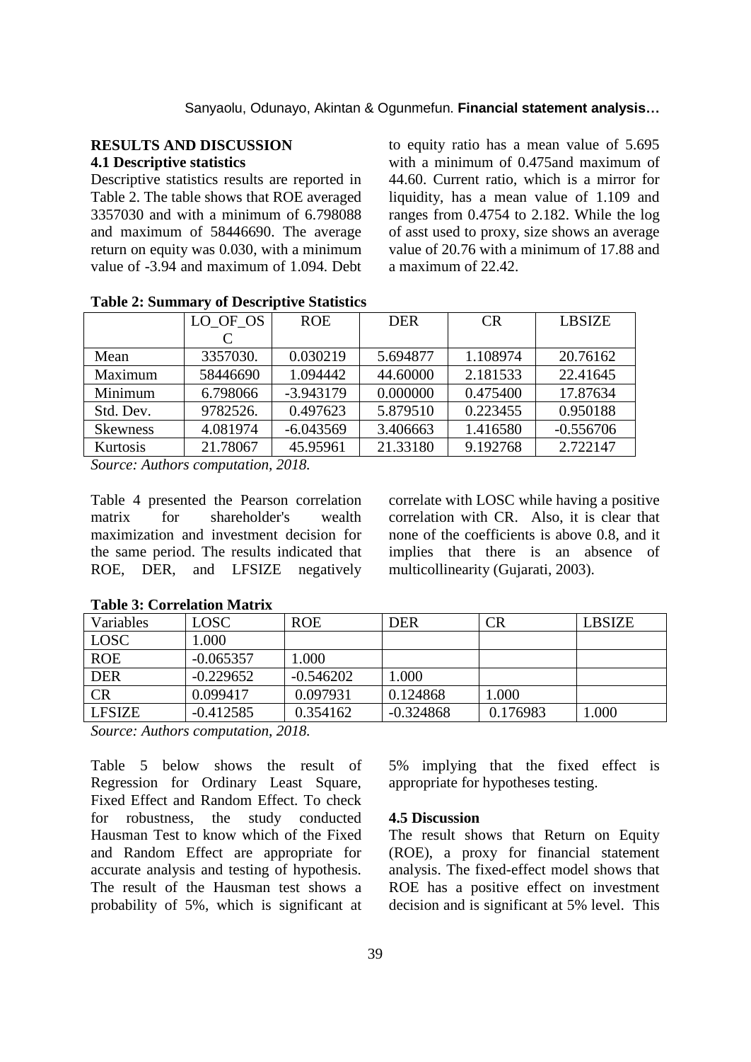## RESULTS AND DISCUSSION

### 4.1 Descriptive statistics

Descriptive statistics results are reported in Table 2. The table shows that ROE averaged 3357030 and with a minimum of 6.798088 and maximum of 58446690. The average return on equity was 0.030, with a minimum value of -3.94 and maximum of 1.094. Debt to equity ratio has a mean value of 5.695 with a minimum of 0.475and maximum of 44.60. Current ratio, which is a mirror for liquidity, has a mean value of 1.109 and ranges from 0.4754 to 2.182. While the log of asst used to proxy, size shows an average value of 20.76 with a minimum of 17.88 and a maximum of 22.42.

**Table 2: Summary of Descriptive Statistics**

| | LO_OF_OSC | ROE | DER | CR | LBSIZE |
|---|---|---|---|---|---|
| Mean | 3357030. | 0.030219 | 5.694877 | 1.108974 | 20.76162 |
| Maximum | 58446690 | 1.094442 | 44.60000 | 2.181533 | 22.41645 |
| Minimum | 6.798066 | -3.943179 | 0.000000 | 0.475400 | 17.87634 |
| Std. Dev. | 9782526. | 0.497623 | 5.879510 | 0.223455 | 0.950188 |
| Skewness | 4.081974 | -6.043569 | 3.406663 | 1.416580 | -0.556706 |
| Kurtosis | 21.78067 | 45.95961 | 21.33180 | 9.192768 | 2.722147 |

*Source: Authors computation, 2018.*

Table 4 presented the Pearson correlation matrix for shareholder's wealth maximization and investment decision for the same period. The results indicated that ROE, DER, and LFSIZE negatively correlate with LOSC while having a positive correlation with CR. Also, it is clear that none of the coefficients is above 0.8, and it implies that there is an absence of multicollinearity (Gujarati, 2003).

**Table 3: Correlation Matrix**

| Variables | LOSC | ROE | DER | CR | LBSIZE |
|---|---|---|---|---|---|
| LOSC | 1.000 | | | | |
| ROE | -0.065357 | 1.000 | | | |
| DER | -0.229652 | -0.546202 | 1.000 | | |
| CR | 0.099417 | 0.097931 | 0.124868 | 1.000 | |
| LFSIZE | -0.412585 | 0.354162 | -0.324868 | 0.176983 | 1.000 |

*Source: Authors computation, 2018.*

Table 5 below shows the result of Regression for Ordinary Least Square, Fixed Effect and Random Effect. To check for robustness, the study conducted Hausman Test to know which of the Fixed and Random Effect are appropriate for accurate analysis and testing of hypothesis. The result of the Hausman test shows a probability of 5%, which is significant at 5% implying that the fixed effect is appropriate for hypotheses testing.

### 4.5 Discussion

The result shows that Return on Equity (ROE), a proxy for financial statement analysis. The fixed-effect model shows that ROE has a positive effect on investment decision and is significant at 5% level. This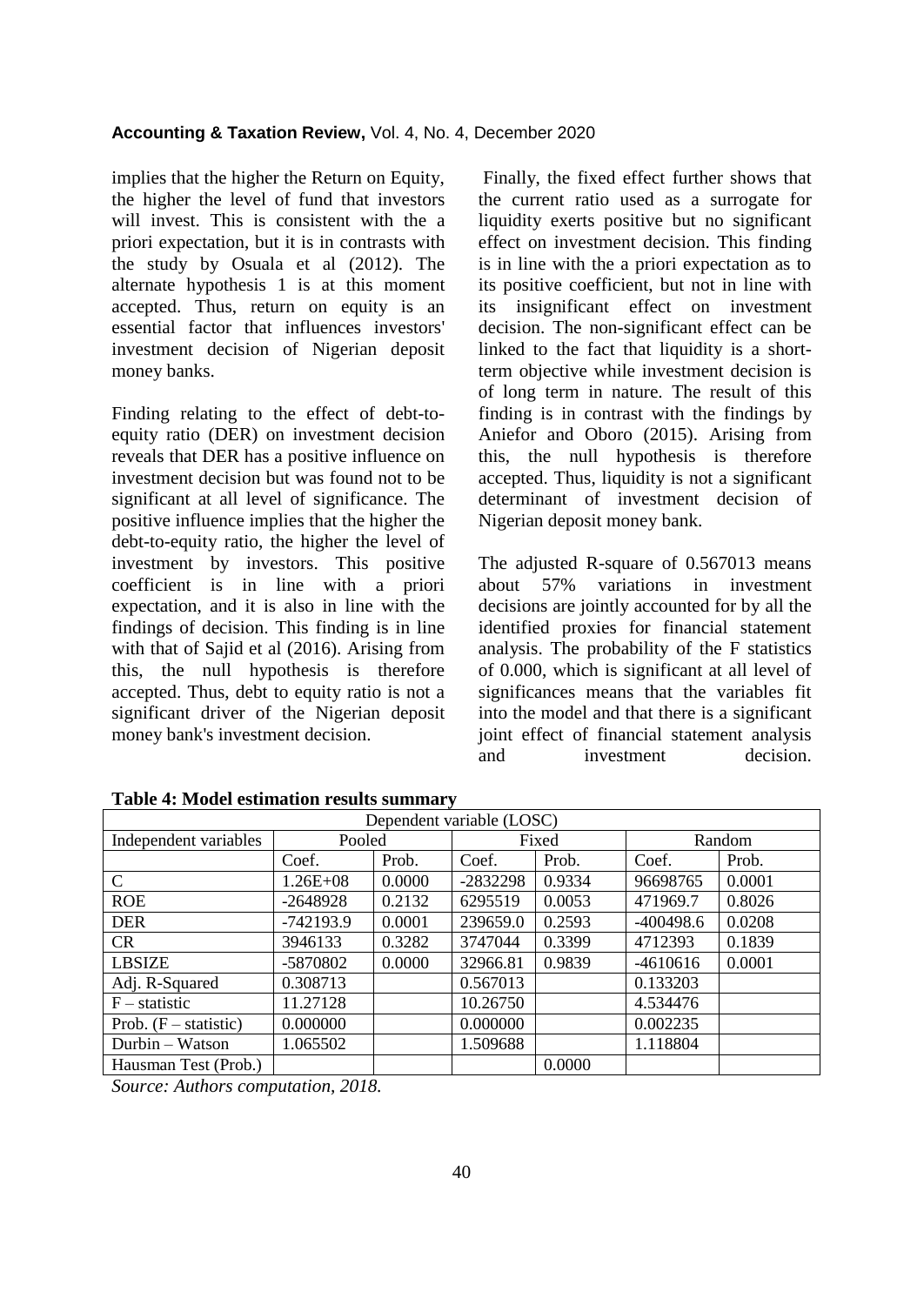implies that the higher the Return on Equity, the higher the level of fund that investors will invest. This is consistent with the a priori expectation, but it is in contrasts with the study by Osuala et al (2012). The alternate hypothesis 1 is at this moment accepted. Thus, return on equity is an essential factor that influences investors' investment decision of Nigerian deposit money banks.

Finding relating to the effect of debt-to-equity ratio (DER) on investment decision reveals that DER has a positive influence on investment decision but was found not to be significant at all level of significance. The positive influence implies that the higher the debt-to-equity ratio, the higher the level of investment by investors. This positive coefficient is in line with a priori expectation, and it is also in line with the findings of decision. This finding is in line with that of Sajid et al (2016). Arising from this, the null hypothesis is therefore accepted. Thus, debt to equity ratio is not a significant driver of the Nigerian deposit money bank's investment decision.

Finally, the fixed effect further shows that the current ratio used as a surrogate for liquidity exerts positive but no significant effect on investment decision. This finding is in line with the a priori expectation as to its positive coefficient, but not in line with its insignificant effect on investment decision. The non-significant effect can be linked to the fact that liquidity is a short-term objective while investment decision is of long term in nature. The result of this finding is in contrast with the findings by Aniefor and Oboro (2015). Arising from this, the null hypothesis is therefore accepted. Thus, liquidity is not a significant determinant of investment decision of Nigerian deposit money bank.

The adjusted R-square of 0.567013 means about 57% variations in investment decisions are jointly accounted for by all the identified proxies for financial statement analysis. The probability of the F statistics of 0.000, which is significant at all level of significances means that the variables fit into the model and that there is a significant joint effect of financial statement analysis and investment decision.

**Table 4: Model estimation results summary**

| Dependent variable (LOSC) | | | | | | |
|---|---|---|---|---|---|---|
| Independent variables | Pooled | | Fixed | | Random | |
| | Coef. | Prob. | Coef. | Prob. | Coef. | Prob. |
| C | 1.26E+08 | 0.0000 | -2832298 | 0.9334 | 96698765 | 0.0001 |
| ROE | -2648928 | 0.2132 | 6295519 | 0.0053 | 471969.7 | 0.8026 |
| DER | -742193.9 | 0.0001 | 239659.0 | 0.2593 | -400498.6 | 0.0208 |
| CR | 3946133 | 0.3282 | 3747044 | 0.3399 | 4712393 | 0.1839 |
| LBSIZE | -5870802 | 0.0000 | 32966.81 | 0.9839 | -4610616 | 0.0001 |
| Adj. R-Squared | 0.308713 | | 0.567013 | | 0.133203 | |
| F – statistic | 11.27128 | | 10.26750 | | 4.534476 | |
| Prob. (F – statistic) | 0.000000 | | 0.000000 | | 0.002235 | |
| Durbin – Watson | 1.065502 | | 1.509688 | | 1.118804 | |
| Hausman Test (Prob.) | | | | 0.0000 | | |

*Source: Authors computation, 2018.*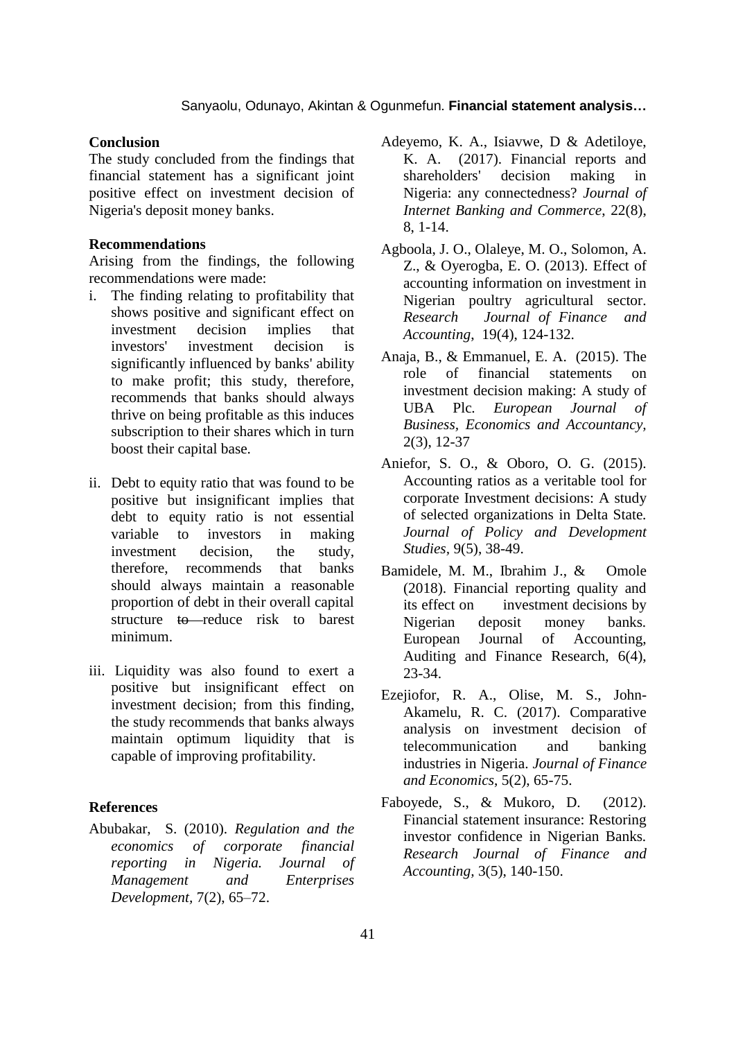**Conclusion**

The study concluded from the findings that financial statement has a significant joint positive effect on investment decision of Nigeria's deposit money banks.

**Recommendations**

Arising from the findings, the following recommendations were made:

i. The finding relating to profitability that shows positive and significant effect on investment decision implies that investors' investment decision is significantly influenced by banks' ability to make profit; this study, therefore, recommends that banks should always thrive on being profitable as this induces subscription to their shares which in turn boost their capital base.

ii. Debt to equity ratio that was found to be positive but insignificant implies that debt to equity ratio is not essential variable to investors in making investment decision, the study, therefore, recommends that banks should always maintain a reasonable proportion of debt in their overall capital structure ~~to~~ reduce risk to barest minimum.

iii. Liquidity was also found to exert a positive but insignificant effect on investment decision; from this finding, the study recommends that banks always maintain optimum liquidity that is capable of improving profitability.

**References**

Abubakar, S. (2010). *Regulation and the economics of corporate financial reporting in Nigeria. Journal of Management and Enterprises Development*, 7(2), 65–72.

Adeyemo, K. A., Isiavwe, D & Adetiloye, K. A. (2017). Financial reports and shareholders' decision making in Nigeria: any connectedness? *Journal of Internet Banking and Commerce*, 22(8), 8, 1-14.

Agboola, J. O., Olaleye, M. O., Solomon, A. Z., & Oyerogba, E. O. (2013). Effect of accounting information on investment in Nigerian poultry agricultural sector. *Research Journal of Finance and Accounting*, 19(4), 124-132.

Anaja, B., & Emmanuel, E. A. (2015). The role of financial statements on investment decision making: A study of UBA Plc. *European Journal of Business, Economics and Accountancy*, 2(3), 12-37

Aniefor, S. O., & Oboro, O. G. (2015). Accounting ratios as a veritable tool for corporate Investment decisions: A study of selected organizations in Delta State. *Journal of Policy and Development Studies*, 9(5), 38-49.

Bamidele, M. M., Ibrahim J., & Omole (2018). Financial reporting quality and its effect on investment decisions by Nigerian deposit money banks. European Journal of Accounting, Auditing and Finance Research, 6(4), 23-34.

Ezejiofor, R. A., Olise, M. S., John-Akamelu, R. C. (2017). Comparative analysis on investment decision of telecommunication and banking industries in Nigeria. *Journal of Finance and Economics*, 5(2), 65-75.

Faboyede, S., & Mukoro, D. (2012). Financial statement insurance: Restoring investor confidence in Nigerian Banks. *Research Journal of Finance and Accounting*, 3(5), 140-150.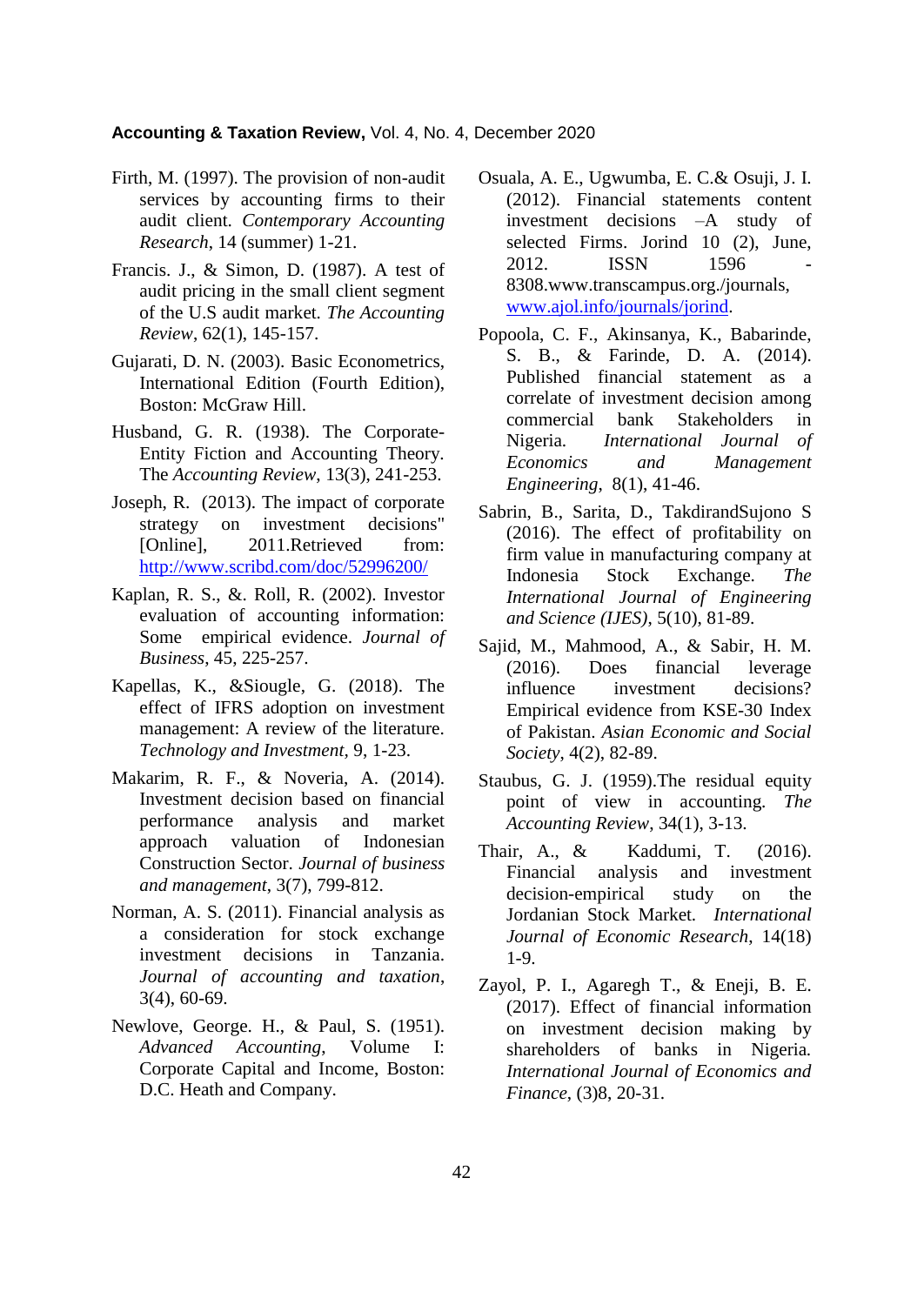Firth, M. (1997). The provision of non-audit services by accounting firms to their audit client. *Contemporary Accounting Research*, 14 (summer) 1-21.

Francis. J., & Simon, D. (1987). A test of audit pricing in the small client segment of the U.S audit market. *The Accounting Review*, 62(1), 145-157.

Gujarati, D. N. (2003). Basic Econometrics, International Edition (Fourth Edition), Boston: McGraw Hill.

Husband, G. R. (1938). The Corporate-Entity Fiction and Accounting Theory. The *Accounting Review*, 13(3), 241-253.

Joseph, R. (2013). The impact of corporate strategy on investment decisions" [Online], 2011.Retrieved from: http://www.scribd.com/doc/52996200/

Kaplan, R. S., &. Roll, R. (2002). Investor evaluation of accounting information: Some empirical evidence. *Journal of Business*, 45, 225-257.

Kapellas, K., &Siougle, G. (2018). The effect of IFRS adoption on investment management: A review of the literature. *Technology and Investment*, 9, 1-23.

Makarim, R. F., & Noveria, A. (2014). Investment decision based on financial performance analysis and market approach valuation of Indonesian Construction Sector. *Journal of business and management*, 3(7), 799-812.

Norman, A. S. (2011). Financial analysis as a consideration for stock exchange investment decisions in Tanzania. *Journal of accounting and taxation*, 3(4), 60-69.

Newlove, George. H., & Paul, S. (1951). *Advanced Accounting*, Volume I: Corporate Capital and Income, Boston: D.C. Heath and Company.

Osuala, A. E., Ugwumba, E. C.& Osuji, J. I. (2012). Financial statements content investment decisions –A study of selected Firms. Jorind 10 (2), June, 2012. ISSN 1596 - 8308.www.transcampus.org./journals, www.ajol.info/journals/jorind.

Popoola, C. F., Akinsanya, K., Babarinde, S. B., & Farinde, D. A. (2014). Published financial statement as a correlate of investment decision among commercial bank Stakeholders in Nigeria. *International Journal of Economics and Management Engineering*, 8(1), 41-46.

Sabrin, B., Sarita, D., TakdirandSujono S (2016). The effect of profitability on firm value in manufacturing company at Indonesia Stock Exchange. *The International Journal of Engineering and Science (IJES)*, 5(10), 81-89.

Sajid, M., Mahmood, A., & Sabir, H. M. (2016). Does financial leverage influence investment decisions? Empirical evidence from KSE-30 Index of Pakistan. *Asian Economic and Social Society*, 4(2), 82-89.

Staubus, G. J. (1959).The residual equity point of view in accounting. *The Accounting Review*, 34(1), 3-13.

Thair, A., & Kaddumi, T. (2016). Financial analysis and investment decision-empirical study on the Jordanian Stock Market. *International Journal of Economic Research*, 14(18) 1-9.

Zayol, P. I., Agaregh T., & Eneji, B. E. (2017). Effect of financial information on investment decision making by shareholders of banks in Nigeria. *International Journal of Economics and Finance*, (3)8, 20-31.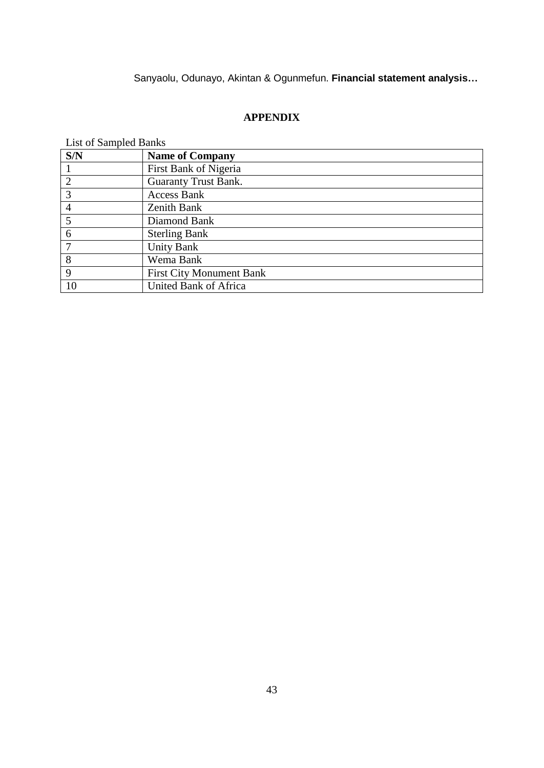## APPENDIX

List of Sampled Banks

| S/N | Name of Company |
|---|---|
| 1 | First Bank of Nigeria |
| 2 | Guaranty Trust Bank. |
| 3 | Access Bank |
| 4 | Zenith Bank |
| 5 | Diamond Bank |
| 6 | Sterling Bank |
| 7 | Unity Bank |
| 8 | Wema Bank |
| 9 | First City Monument Bank |
| 10 | United Bank of Africa |